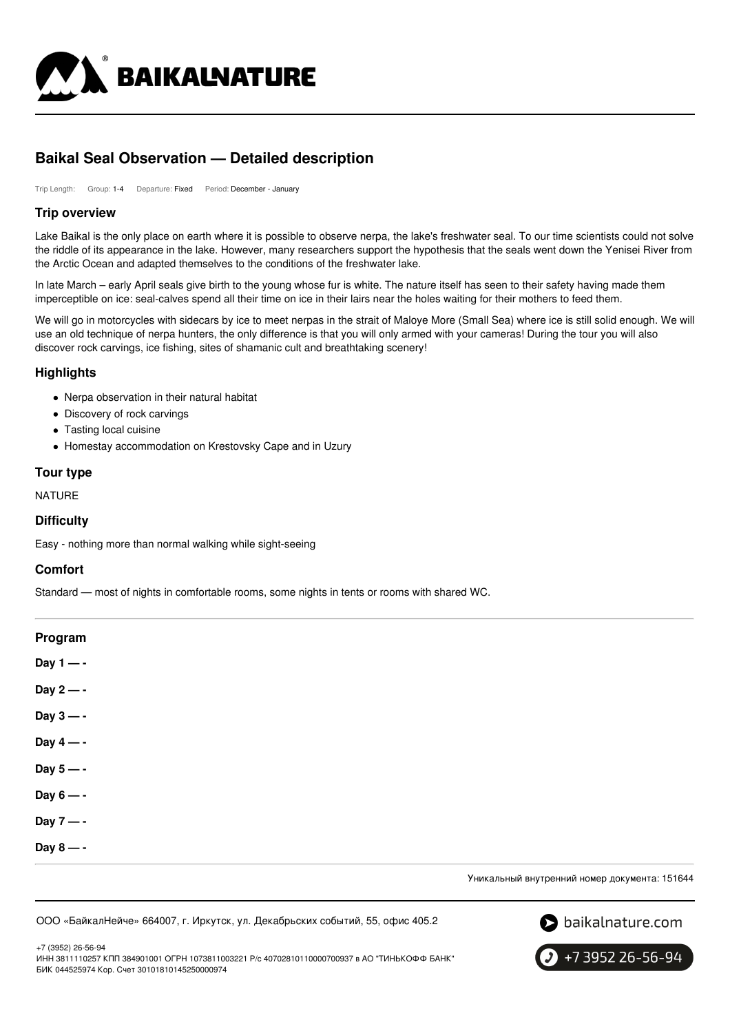# Baikal Seal Observation — Detailed description

Trip Length: Group: 1-4 Departure: Fixed Period: December - January

## Trip overview

Lake Baikal is the only place on earth where it is possible to observe nerpa, the lake's freshwater seal. To our time scientists could not solve the riddle of its appearance in the lake. However, many researchers support the hypothesis that the seals went down the Yenisei River from the Arctic Ocean and adapted themselves to the conditions of the freshwater lake.

In late March – early April seals give birth to the young whose fur is white. The nature itself has seen to their safety having made them imperceptible on ice: seal-calves spend all their time on ice in their lairs near the holes waiting for their mothers to feed them.

We will go in motorcycles with sidecars by ice to meet nerpas in the strait of Maloye More (Small Sea) where ice is still solid enough. We will use an old technique of nerpa hunters, the only difference is that you will only armed with your cameras! During the tour you will also discover rock carvings, ice fishing, sites of shamanic cult and breathtaking scenery!

## Highlights

- Nerpa observation in their natural habitat
- Discovery of rock carvings
- Tasting local cuisine
- Homestay accommodation on Krestovsky Cape and in Uzury

## Tour type

NATURE

## Difficulty

Easy - nothing more than normal walking while sight-seeing

## Comfort

Standard — most of nights in comfortable rooms, some nights in tents or rooms with shared WC.

## Program

**Day 1 — -**

**Day 2 — -**

**Day 3 — -**

**Day 4 — -**

**Day 5 — -**

**Day 6 — -**

**Day 7 — -**

**Day 8 — -**

Уникальный внутренний номер документа: 151644

ООО «БайкалНейче» 664007, г. Иркутск, ул. Декабрьских событий, 55, офис 405.2

+7 (3952) 26-56-94
ИНН 3811110257 КПП 384901001 ОГРН 1073811003221 Р/с 40702810110000700937 в АО "ТИНЬКОФФ БАНК"
БИК 044525974 Кор. Счет 30101810145250000974

baikalnature.com

+7 3952 26-56-94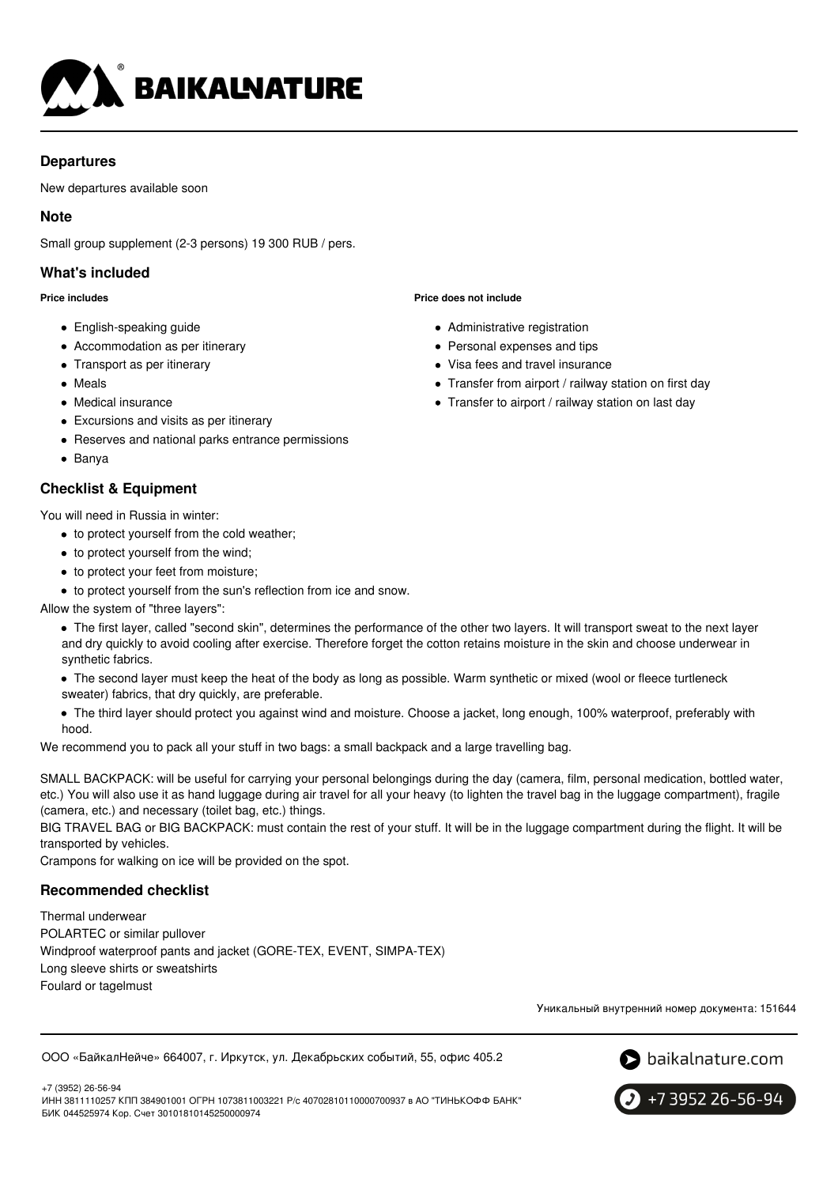## Departures

New departures available soon

## Note

Small group supplement (2-3 persons) 19 300 RUB / pers.

## What's included

**Price includes**

- English-speaking guide
- Accommodation as per itinerary
- Transport as per itinerary
- Meals
- Medical insurance
- Excursions and visits as per itinerary
- Reserves and national parks entrance permissions
- Banya

**Price does not include**

- Administrative registration
- Personal expenses and tips
- Visa fees and travel insurance
- Transfer from airport / railway station on first day
- Transfer to airport / railway station on last day

## Checklist & Equipment

You will need in Russia in winter:

- to protect yourself from the cold weather;
- to protect yourself from the wind;
- to protect your feet from moisture;
- to protect yourself from the sun's reflection from ice and snow.

Allow the system of "three layers":

- The first layer, called "second skin", determines the performance of the other two layers. It will transport sweat to the next layer and dry quickly to avoid cooling after exercise. Therefore forget the cotton retains moisture in the skin and choose underwear in synthetic fabrics.
- The second layer must keep the heat of the body as long as possible. Warm synthetic or mixed (wool or fleece turtleneck sweater) fabrics, that dry quickly, are preferable.
- The third layer should protect you against wind and moisture. Choose a jacket, long enough, 100% waterproof, preferably with hood.

We recommend you to pack all your stuff in two bags: a small backpack and a large travelling bag.

SMALL BACKPACK: will be useful for carrying your personal belongings during the day (camera, film, personal medication, bottled water, etc.) You will also use it as hand luggage during air travel for all your heavy (to lighten the travel bag in the luggage compartment), fragile (camera, etc.) and necessary (toilet bag, etc.) things.
BIG TRAVEL BAG or BIG BACKPACK: must contain the rest of your stuff. It will be in the luggage compartment during the flight. It will be transported by vehicles.
Crampons for walking on ice will be provided on the spot.

## Recommended checklist

Thermal underwear
POLARTEC or similar pullover
Windproof waterproof pants and jacket (GORE-TEX, EVENT, SIMPA-TEX)
Long sleeve shirts or sweatshirts
Foulard or tagelmust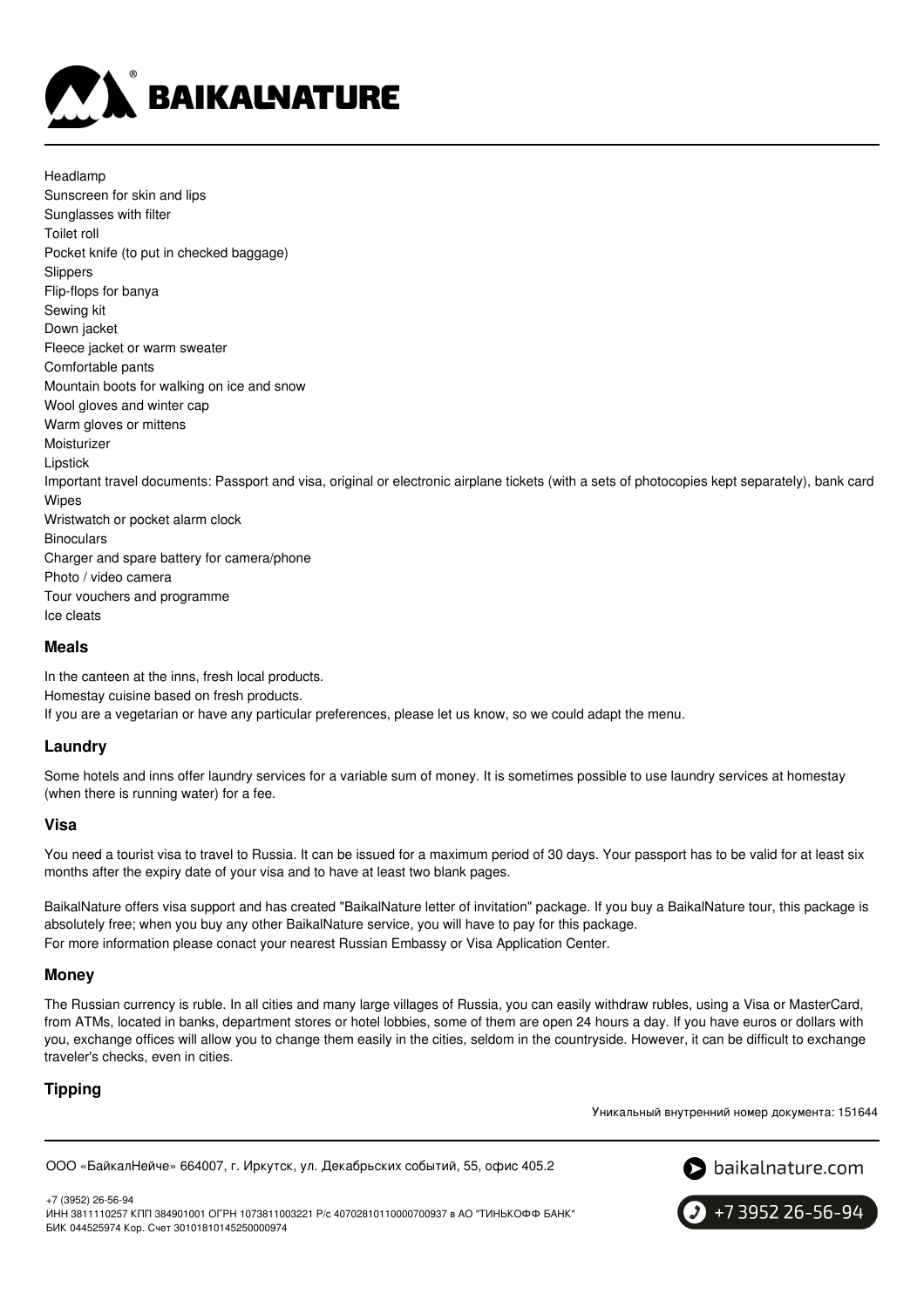Headlamp
Sunscreen for skin and lips
Sunglasses with filter
Toilet roll
Pocket knife (to put in checked baggage)
Slippers
Flip-flops for banya
Sewing kit
Down jacket
Fleece jacket or warm sweater
Comfortable pants
Mountain boots for walking on ice and snow
Wool gloves and winter cap
Warm gloves or mittens
Moisturizer
Lipstick
Important travel documents: Passport and visa, original or electronic airplane tickets (with a sets of photocopies kept separately), bank card
Wipes
Wristwatch or pocket alarm clock
Binoculars
Charger and spare battery for camera/phone
Photo / video camera
Tour vouchers and programme
Ice cleats

### Meals

In the canteen at the inns, fresh local products.
Homestay cuisine based on fresh products.
If you are a vegetarian or have any particular preferences, please let us know, so we could adapt the menu.

### Laundry

Some hotels and inns offer laundry services for a variable sum of money. It is sometimes possible to use laundry services at homestay (when there is running water) for a fee.

### Visa

You need a tourist visa to travel to Russia. It can be issued for a maximum period of 30 days. Your passport has to be valid for at least six months after the expiry date of your visa and to have at least two blank pages.

BaikalNature offers visa support and has created "BaikalNature letter of invitation" package. If you buy a BaikalNature tour, this package is absolutely free; when you buy any other BaikalNature service, you will have to pay for this package.
For more information please conact your nearest Russian Embassy or Visa Application Center.

### Money

The Russian currency is ruble. In all cities and many large villages of Russia, you can easily withdraw rubles, using a Visa or MasterCard, from ATMs, located in banks, department stores or hotel lobbies, some of them are open 24 hours a day. If you have euros or dollars with you, exchange offices will allow you to change them easily in the cities, seldom in the countryside. However, it can be difficult to exchange traveler's checks, even in cities.

### Tipping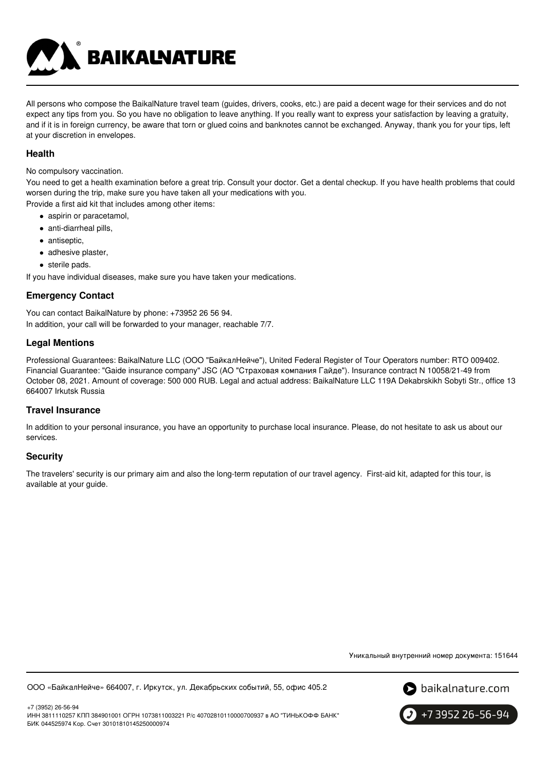All persons who compose the BaikalNature travel team (guides, drivers, cooks, etc.) are paid a decent wage for their services and do not expect any tips from you. So you have no obligation to leave anything. If you really want to express your satisfaction by leaving a gratuity, and if it is in foreign currency, be aware that torn or glued coins and banknotes cannot be exchanged. Anyway, thank you for your tips, left at your discretion in envelopes.

### Health

No compulsory vaccination.
You need to get a health examination before a great trip. Consult your doctor. Get a dental checkup. If you have health problems that could worsen during the trip, make sure you have taken all your medications with you.
Provide a first aid kit that includes among other items:

- aspirin or paracetamol,
- anti-diarrheal pills,
- antiseptic,
- adhesive plaster,
- sterile pads.

If you have individual diseases, make sure you have taken your medications.

### Emergency Contact

You can contact BaikalNature by phone: +73952 26 56 94.
In addition, your call will be forwarded to your manager, reachable 7/7.

### Legal Mentions

Professional Guarantees: BaikalNature LLC (ООО "БайкалНейче"), United Federal Register of Tour Operators number: RTO 009402. Financial Guarantee: "Gaide insurance company" JSC (АО "Страховая компания Гайде"). Insurance contract N 10058/21-49 from October 08, 2021. Amount of coverage: 500 000 RUB. Legal and actual address: BaikalNature LLC 119A Dekabrskikh Sobyti Str., office 13 664007 Irkutsk Russia

### Travel Insurance

In addition to your personal insurance, you have an opportunity to purchase local insurance. Please, do not hesitate to ask us about our services.

### Security

The travelers' security is our primary aim and also the long-term reputation of our travel agency. First-aid kit, adapted for this tour, is available at your guide.

Уникальный внутренний номер документа: 151644